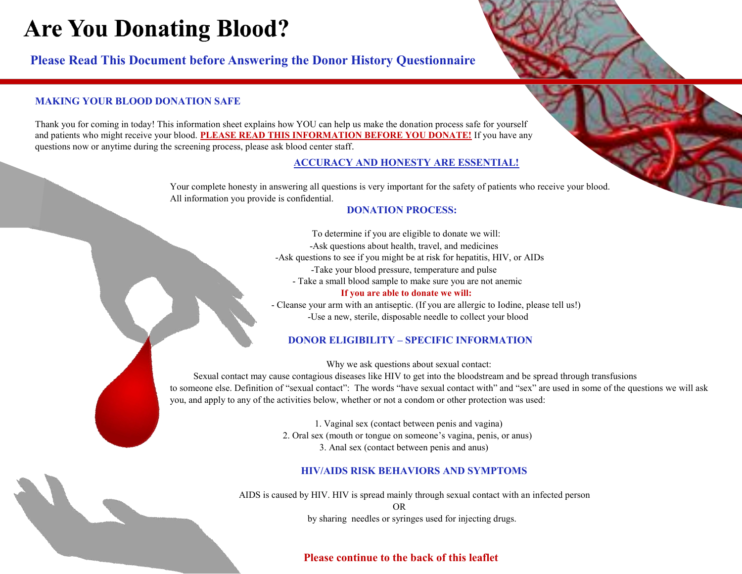# Are You Donating Blood?

## Please Read This Document before Answering the Donor History Questionnaire

### MAKING YOUR BLOOD DONATION SAFE

Thank you for coming in today! This information sheet explains how YOU can help us make the donation process safe for yourself and patients who might receive your blood. **PLEASE READ THIS INFORMATION BEFORE YOU DONATE!** If you have any questions now or anytime during the screening process, please ask blood center staff.

### ACCURACY AND HONESTY ARE ESSENTIAL!

Your complete honesty in answering all questions is very important for the safety of patients who receive your blood. All information you provide is confidential.

### DONATION PROCESS:

To determine if you are eligible to donate we will:

-Ask questions about health, travel, and medicines

-Ask questions to see if you might be at risk for hepatitis, HIV, or AIDs

-Take your blood pressure, temperature and pulse

- Take a small blood sample to make sure you are not anemic

**If you are able to donate we will:**

- Cleanse your arm with an antiseptic. (If you are allergic to Iodine, please tell us!)

-Use a new, sterile, disposable needle to collect your blood

### DONOR ELIGIBILITY – SPECIFIC INFORMATION

Why we ask questions about sexual contact:

Sexual contact may cause contagious diseases like HIV to get into the bloodstream and be spread through transfusions to someone else. Definition of "sexual contact": The words "have sexual contact with" and "sex" are used in some of the questions we will ask you, and apply to any of the activities below, whether or not a condom or other protection was used:

1. Vaginal sex (contact between penis and vagina)
2. Oral sex (mouth or tongue on someone's vagina, penis, or anus)
3. Anal sex (contact between penis and anus)

### HIV/AIDS RISK BEHAVIORS AND SYMPTOMS

AIDS is caused by HIV. HIV is spread mainly through sexual contact with an infected person

OR

by sharing needles or syringes used for injecting drugs.

**Please continue to the back of this leaflet**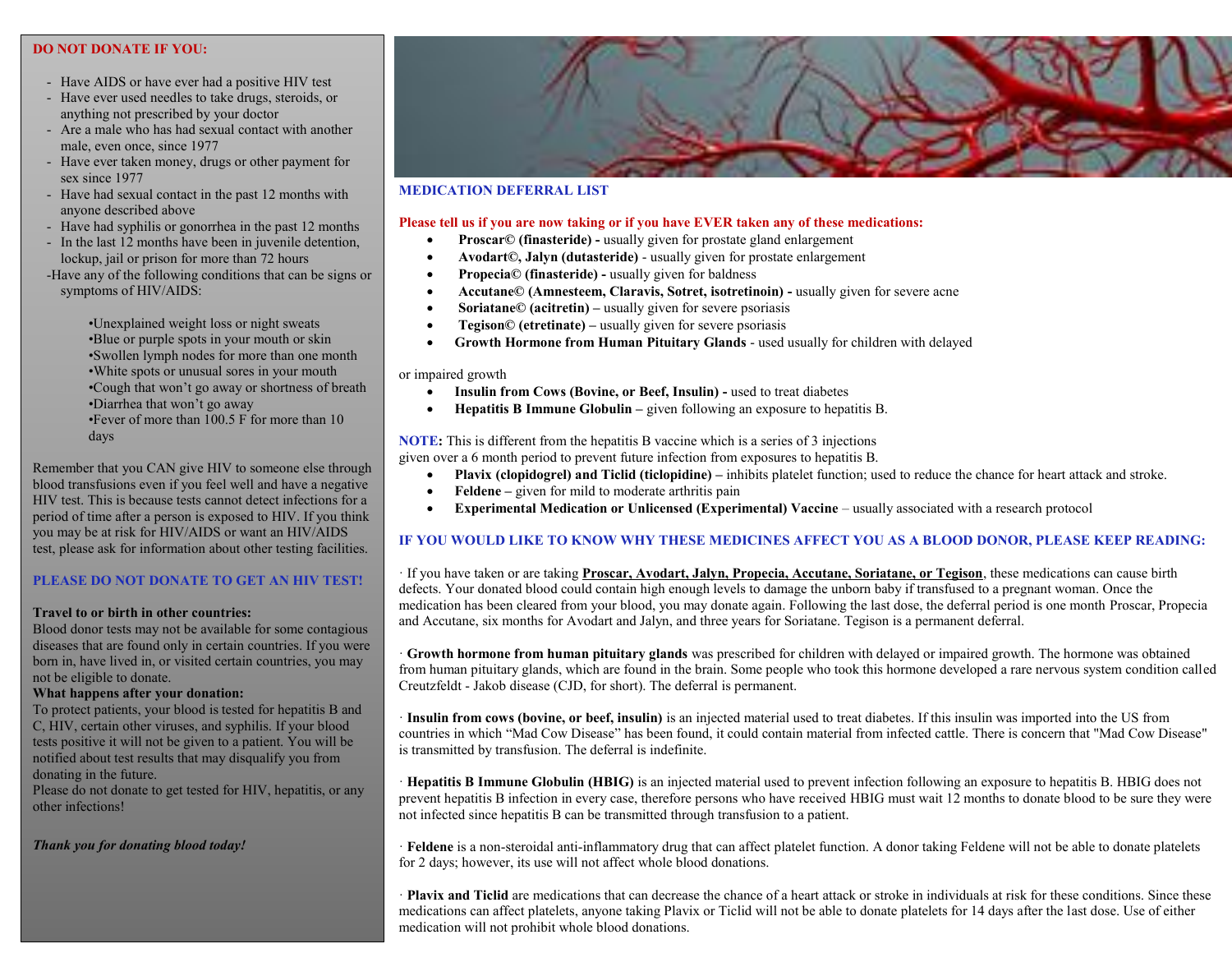**DO NOT DONATE IF YOU:**

- Have AIDS or have ever had a positive HIV test
- Have ever used needles to take drugs, steroids, or anything not prescribed by your doctor
- Are a male who has had sexual contact with another male, even once, since 1977
- Have ever taken money, drugs or other payment for sex since 1977
- Have had sexual contact in the past 12 months with anyone described above
- Have had syphilis or gonorrhea in the past 12 months
- In the last 12 months have been in juvenile detention, lockup, jail or prison for more than 72 hours
- Have any of the following conditions that can be signs or symptoms of HIV/AIDS:
  - Unexplained weight loss or night sweats
  - Blue or purple spots in your mouth or skin
  - Swollen lymph nodes for more than one month
  - White spots or unusual sores in your mouth
  - Cough that won't go away or shortness of breath
  - Diarrhea that won't go away
  - Fever of more than 100.5 F for more than 10 days

Remember that you CAN give HIV to someone else through blood transfusions even if you feel well and have a negative HIV test. This is because tests cannot detect infections for a period of time after a person is exposed to HIV. If you think you may be at risk for HIV/AIDS or want an HIV/AIDS test, please ask for information about other testing facilities.

**PLEASE DO NOT DONATE TO GET AN HIV TEST!**

**Travel to or birth in other countries:**
Blood donor tests may not be available for some contagious diseases that are found only in certain countries. If you were born in, have lived in, or visited certain countries, you may not be eligible to donate.

**What happens after your donation:**
To protect patients, your blood is tested for hepatitis B and C, HIV, certain other viruses, and syphilis. If your blood tests positive it will not be given to a patient. You will be notified about test results that may disqualify you from donating in the future.
Please do not donate to get tested for HIV, hepatitis, or any other infections!

***Thank you for donating blood today!***

**MEDICATION DEFERRAL LIST**

**Please tell us if you are now taking or if you have EVER taken any of these medications:**

- **Proscar© (finasteride) -** usually given for prostate gland enlargement
- **Avodart©, Jalyn (dutasteride)** - usually given for prostate enlargement
- **Propecia© (finasteride) -** usually given for baldness
- **Accutane© (Amnesteem, Claravis, Sotret, isotretinoin) -** usually given for severe acne
- **Soriatane© (acitretin) –** usually given for severe psoriasis
- **Tegison© (etretinate) –** usually given for severe psoriasis
- **Growth Hormone from Human Pituitary Glands** - used usually for children with delayed or impaired growth
- **Insulin from Cows (Bovine, or Beef, Insulin) -** used to treat diabetes
- **Hepatitis B Immune Globulin –** given following an exposure to hepatitis B.

**NOTE:** This is different from the hepatitis B vaccine which is a series of 3 injections given over a 6 month period to prevent future infection from exposures to hepatitis B.

- **Plavix (clopidogrel) and Ticlid (ticlopidine) –** inhibits platelet function; used to reduce the chance for heart attack and stroke.
- **Feldene –** given for mild to moderate arthritis pain
- **Experimental Medication or Unlicensed (Experimental) Vaccine** – usually associated with a research protocol

**IF YOU WOULD LIKE TO KNOW WHY THESE MEDICINES AFFECT YOU AS A BLOOD DONOR, PLEASE KEEP READING:**

· If you have taken or are taking **Proscar, Avodart, Jalyn, Propecia, Accutane, Soriatane, or Tegison**, these medications can cause birth defects. Your donated blood could contain high enough levels to damage the unborn baby if transfused to a pregnant woman. Once the medication has been cleared from your blood, you may donate again. Following the last dose, the deferral period is one month Proscar, Propecia and Accutane, six months for Avodart and Jalyn, and three years for Soriatane. Tegison is a permanent deferral.

· **Growth hormone from human pituitary glands** was prescribed for children with delayed or impaired growth. The hormone was obtained from human pituitary glands, which are found in the brain. Some people who took this hormone developed a rare nervous system condition called Creutzfeldt - Jakob disease (CJD, for short). The deferral is permanent.

· **Insulin from cows (bovine, or beef, insulin)** is an injected material used to treat diabetes. If this insulin was imported into the US from countries in which "Mad Cow Disease" has been found, it could contain material from infected cattle. There is concern that "Mad Cow Disease" is transmitted by transfusion. The deferral is indefinite.

· **Hepatitis B Immune Globulin (HBIG)** is an injected material used to prevent infection following an exposure to hepatitis B. HBIG does not prevent hepatitis B infection in every case, therefore persons who have received HBIG must wait 12 months to donate blood to be sure they were not infected since hepatitis B can be transmitted through transfusion to a patient.

· **Feldene** is a non-steroidal anti-inflammatory drug that can affect platelet function. A donor taking Feldene will not be able to donate platelets for 2 days; however, its use will not affect whole blood donations.

· **Plavix and Ticlid** are medications that can decrease the chance of a heart attack or stroke in individuals at risk for these conditions. Since these medications can affect platelets, anyone taking Plavix or Ticlid will not be able to donate platelets for 14 days after the last dose. Use of either medication will not prohibit whole blood donations.